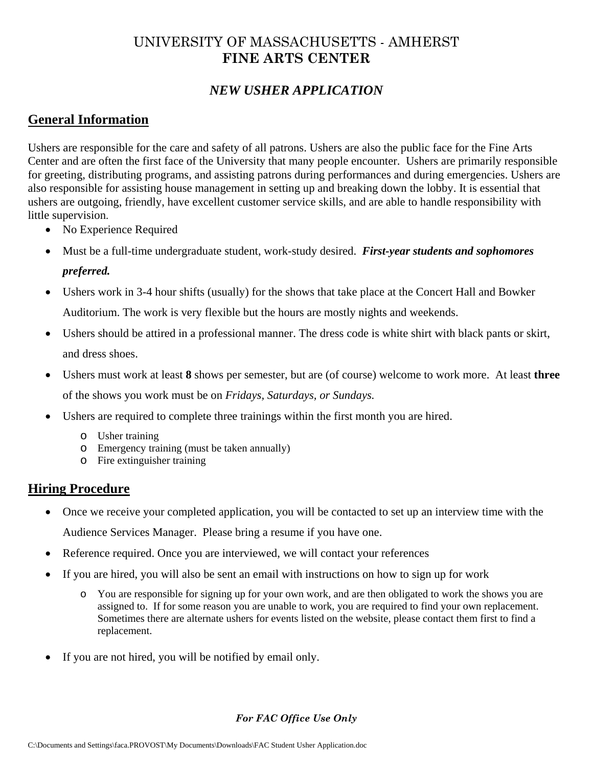# UNIVERSITY OF MASSACHUSETTS - AMHERST
# FINE ARTS CENTER

## *NEW USHER APPLICATION*

## General Information

Ushers are responsible for the care and safety of all patrons. Ushers are also the public face for the Fine Arts Center and are often the first face of the University that many people encounter. Ushers are primarily responsible for greeting, distributing programs, and assisting patrons during performances and during emergencies. Ushers are also responsible for assisting house management in setting up and breaking down the lobby. It is essential that ushers are outgoing, friendly, have excellent customer service skills, and are able to handle responsibility with little supervision.

- No Experience Required
- Must be a full-time undergraduate student, work-study desired. ***First-year students and sophomores preferred.***
- Ushers work in 3-4 hour shifts (usually) for the shows that take place at the Concert Hall and Bowker Auditorium. The work is very flexible but the hours are mostly nights and weekends.
- Ushers should be attired in a professional manner. The dress code is white shirt with black pants or skirt, and dress shoes.
- Ushers must work at least **8** shows per semester, but are (of course) welcome to work more. At least **three** of the shows you work must be on *Fridays, Saturdays, or Sundays.*
- Ushers are required to complete three trainings within the first month you are hired.
  - Usher training
  - Emergency training (must be taken annually)
  - Fire extinguisher training

## Hiring Procedure

- Once we receive your completed application, you will be contacted to set up an interview time with the Audience Services Manager. Please bring a resume if you have one.
- Reference required. Once you are interviewed, we will contact your references
- If you are hired, you will also be sent an email with instructions on how to sign up for work
  - You are responsible for signing up for your own work, and are then obligated to work the shows you are assigned to. If for some reason you are unable to work, you are required to find your own replacement. Sometimes there are alternate ushers for events listed on the website, please contact them first to find a replacement.
- If you are not hired, you will be notified by email only.

***For FAC Office Use Only***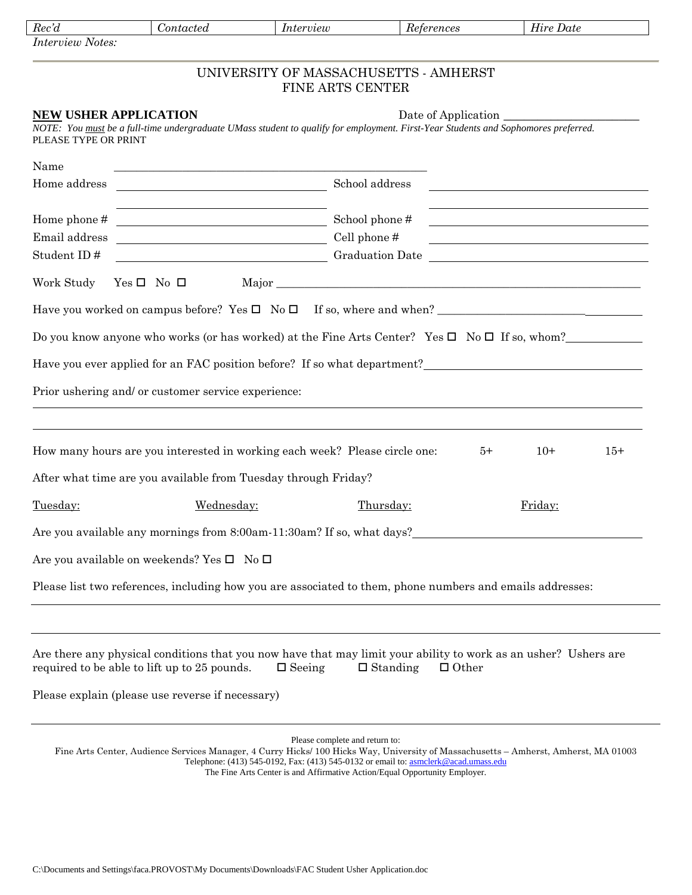| Rec'd | Contacted | Interview | References | Hire Date |
|---|---|---|---|---|

*Interview Notes:*

UNIVERSITY OF MASSACHUSETTS - AMHERST
FINE ARTS CENTER

**NEW USHER APPLICATION** Date of Application _______________________

*NOTE: You must be a full-time undergraduate UMass student to qualify for employment. First-Year Students and Sophomores preferred.*

PLEASE TYPE OR PRINT

Name ______________________________________________

Home address ______________________________ School address ______________________________

______________________________ ______________________________

Home phone # ______________________________ School phone # ______________________________

Email address ______________________________ Cell phone # ______________________________

Student ID # ______________________________ Graduation Date ______________________________

Work Study Yes ☐ No ☐ Major ______________________________________________________

Have you worked on campus before? Yes ☐ No ☐ If so, where and when? ______________________________

Do you know anyone who works (or has worked) at the Fine Arts Center? Yes ☐ No ☐ If so, whom?____________

Have you ever applied for an FAC position before? If so what department?______________________________

Prior ushering and/ or customer service experience:

______________________________________________________________________________________

______________________________________________________________________________________

How many hours are you interested in working each week? Please circle one: 5+ 10+ 15+

After what time are you available from Tuesday through Friday?

Tuesday: Wednesday: Thursday: Friday:

Are you available any mornings from 8:00am-11:30am? If so, what days?______________________________

Are you available on weekends? Yes ☐ No ☐

Please list two references, including how you are associated to them, phone numbers and emails addresses:

______________________________________________________________________________________

______________________________________________________________________________________

Are there any physical conditions that you now have that may limit your ability to work as an usher? Ushers are required to be able to lift up to 25 pounds. ☐ Seeing ☐ Standing ☐ Other

Please explain (please use reverse if necessary)

______________________________________________________________________________________

Please complete and return to:
Fine Arts Center, Audience Services Manager, 4 Curry Hicks/ 100 Hicks Way, University of Massachusetts – Amherst, Amherst, MA 01003
Telephone: (413) 545-0192, Fax: (413) 545-0132 or email to: asmclerk@acad.umass.edu
The Fine Arts Center is and Affirmative Action/Equal Opportunity Employer.

C:\Documents and Settings\faca.PROVOST\My Documents\Downloads\FAC Student Usher Application.doc